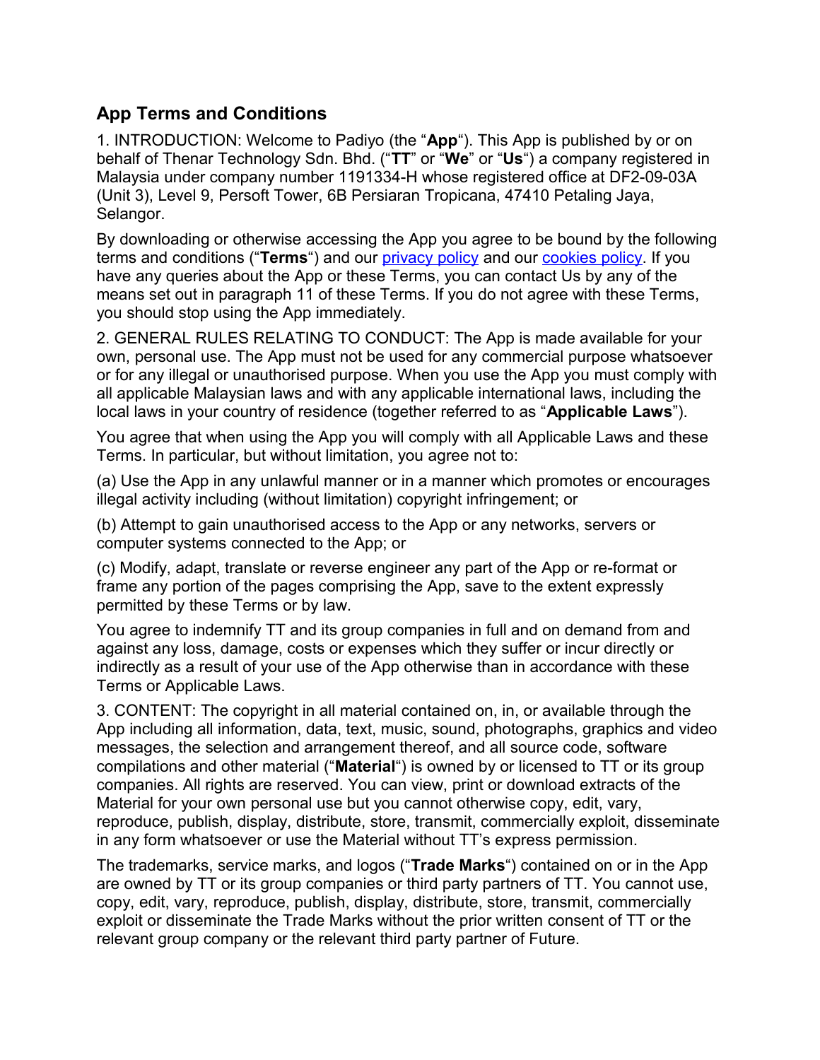## App Terms and Conditions

1. INTRODUCTION: Welcome to Padiyo (the "**App**"). This App is published by or on behalf of Thenar Technology Sdn. Bhd. ("**TT**" or "**We**" or "**Us**") a company registered in Malaysia under company number 1191334-H whose registered office at DF2-09-03A (Unit 3), Level 9, Persoft Tower, 6B Persiaran Tropicana, 47410 Petaling Jaya, Selangor.

By downloading or otherwise accessing the App you agree to be bound by the following terms and conditions ("**Terms**") and our [privacy policy]() and our [cookies policy](). If you have any queries about the App or these Terms, you can contact Us by any of the means set out in paragraph 11 of these Terms. If you do not agree with these Terms, you should stop using the App immediately.

2. GENERAL RULES RELATING TO CONDUCT: The App is made available for your own, personal use. The App must not be used for any commercial purpose whatsoever or for any illegal or unauthorised purpose. When you use the App you must comply with all applicable Malaysian laws and with any applicable international laws, including the local laws in your country of residence (together referred to as "**Applicable Laws**").

You agree that when using the App you will comply with all Applicable Laws and these Terms. In particular, but without limitation, you agree not to:

(a) Use the App in any unlawful manner or in a manner which promotes or encourages illegal activity including (without limitation) copyright infringement; or

(b) Attempt to gain unauthorised access to the App or any networks, servers or computer systems connected to the App; or

(c) Modify, adapt, translate or reverse engineer any part of the App or re-format or frame any portion of the pages comprising the App, save to the extent expressly permitted by these Terms or by law.

You agree to indemnify TT and its group companies in full and on demand from and against any loss, damage, costs or expenses which they suffer or incur directly or indirectly as a result of your use of the App otherwise than in accordance with these Terms or Applicable Laws.

3. CONTENT: The copyright in all material contained on, in, or available through the App including all information, data, text, music, sound, photographs, graphics and video messages, the selection and arrangement thereof, and all source code, software compilations and other material ("**Material**") is owned by or licensed to TT or its group companies. All rights are reserved. You can view, print or download extracts of the Material for your own personal use but you cannot otherwise copy, edit, vary, reproduce, publish, display, distribute, store, transmit, commercially exploit, disseminate in any form whatsoever or use the Material without TT's express permission.

The trademarks, service marks, and logos ("**Trade Marks**") contained on or in the App are owned by TT or its group companies or third party partners of TT. You cannot use, copy, edit, vary, reproduce, publish, display, distribute, store, transmit, commercially exploit or disseminate the Trade Marks without the prior written consent of TT or the relevant group company or the relevant third party partner of Future.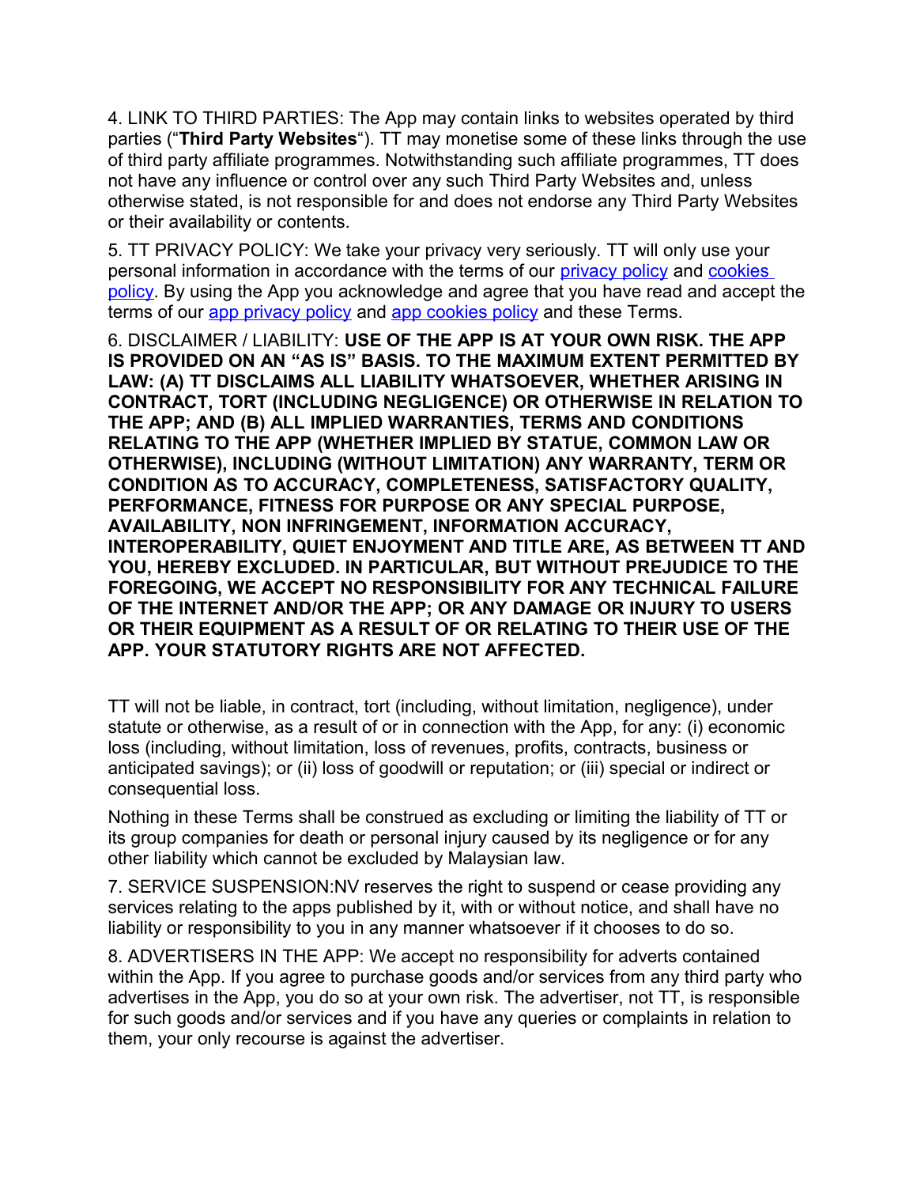4. LINK TO THIRD PARTIES: The App may contain links to websites operated by third parties ("**Third Party Websites**"). TT may monetise some of these links through the use of third party affiliate programmes. Notwithstanding such affiliate programmes, TT does not have any influence or control over any such Third Party Websites and, unless otherwise stated, is not responsible for and does not endorse any Third Party Websites or their availability or contents.

5. TT PRIVACY POLICY: We take your privacy very seriously. TT will only use your personal information in accordance with the terms of our privacy policy and cookies policy. By using the App you acknowledge and agree that you have read and accept the terms of our app privacy policy and app cookies policy and these Terms.

6. DISCLAIMER / LIABILITY: **USE OF THE APP IS AT YOUR OWN RISK. THE APP IS PROVIDED ON AN "AS IS" BASIS. TO THE MAXIMUM EXTENT PERMITTED BY LAW: (A) TT DISCLAIMS ALL LIABILITY WHATSOEVER, WHETHER ARISING IN CONTRACT, TORT (INCLUDING NEGLIGENCE) OR OTHERWISE IN RELATION TO THE APP; AND (B) ALL IMPLIED WARRANTIES, TERMS AND CONDITIONS RELATING TO THE APP (WHETHER IMPLIED BY STATUE, COMMON LAW OR OTHERWISE), INCLUDING (WITHOUT LIMITATION) ANY WARRANTY, TERM OR CONDITION AS TO ACCURACY, COMPLETENESS, SATISFACTORY QUALITY, PERFORMANCE, FITNESS FOR PURPOSE OR ANY SPECIAL PURPOSE, AVAILABILITY, NON INFRINGEMENT, INFORMATION ACCURACY, INTEROPERABILITY, QUIET ENJOYMENT AND TITLE ARE, AS BETWEEN TT AND YOU, HEREBY EXCLUDED. IN PARTICULAR, BUT WITHOUT PREJUDICE TO THE FOREGOING, WE ACCEPT NO RESPONSIBILITY FOR ANY TECHNICAL FAILURE OF THE INTERNET AND/OR THE APP; OR ANY DAMAGE OR INJURY TO USERS OR THEIR EQUIPMENT AS A RESULT OF OR RELATING TO THEIR USE OF THE APP. YOUR STATUTORY RIGHTS ARE NOT AFFECTED.**

TT will not be liable, in contract, tort (including, without limitation, negligence), under statute or otherwise, as a result of or in connection with the App, for any: (i) economic loss (including, without limitation, loss of revenues, profits, contracts, business or anticipated savings); or (ii) loss of goodwill or reputation; or (iii) special or indirect or consequential loss.

Nothing in these Terms shall be construed as excluding or limiting the liability of TT or its group companies for death or personal injury caused by its negligence or for any other liability which cannot be excluded by Malaysian law.

7. SERVICE SUSPENSION:NV reserves the right to suspend or cease providing any services relating to the apps published by it, with or without notice, and shall have no liability or responsibility to you in any manner whatsoever if it chooses to do so.

8. ADVERTISERS IN THE APP: We accept no responsibility for adverts contained within the App. If you agree to purchase goods and/or services from any third party who advertises in the App, you do so at your own risk. The advertiser, not TT, is responsible for such goods and/or services and if you have any queries or complaints in relation to them, your only recourse is against the advertiser.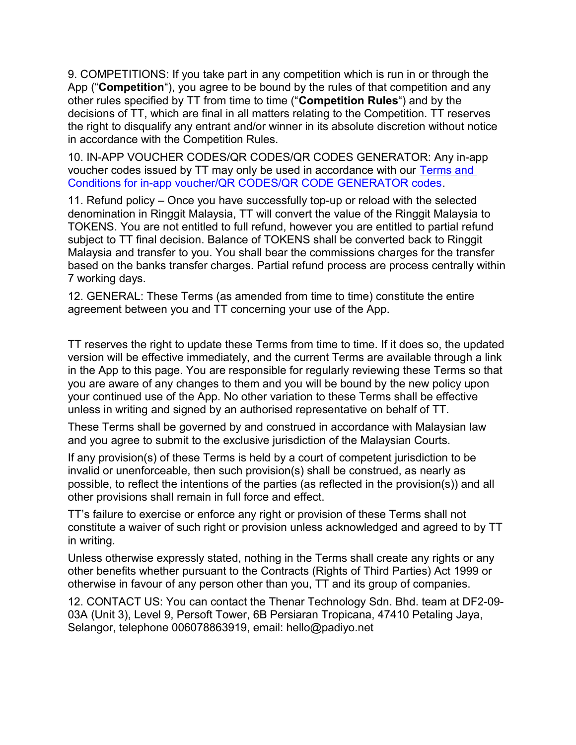9. COMPETITIONS: If you take part in any competition which is run in or through the App ("**Competition**"), you agree to be bound by the rules of that competition and any other rules specified by TT from time to time ("**Competition Rules**") and by the decisions of TT, which are final in all matters relating to the Competition. TT reserves the right to disqualify any entrant and/or winner in its absolute discretion without notice in accordance with the Competition Rules.

10. IN-APP VOUCHER CODES/QR CODES/QR CODES GENERATOR: Any in-app voucher codes issued by TT may only be used in accordance with our Terms and Conditions for in-app voucher/QR CODES/QR CODE GENERATOR codes.

11. Refund policy – Once you have successfully top-up or reload with the selected denomination in Ringgit Malaysia, TT will convert the value of the Ringgit Malaysia to TOKENS. You are not entitled to full refund, however you are entitled to partial refund subject to TT final decision. Balance of TOKENS shall be converted back to Ringgit Malaysia and transfer to you. You shall bear the commissions charges for the transfer based on the banks transfer charges. Partial refund process are process centrally within 7 working days.

12. GENERAL: These Terms (as amended from time to time) constitute the entire agreement between you and TT concerning your use of the App.

TT reserves the right to update these Terms from time to time. If it does so, the updated version will be effective immediately, and the current Terms are available through a link in the App to this page. You are responsible for regularly reviewing these Terms so that you are aware of any changes to them and you will be bound by the new policy upon your continued use of the App. No other variation to these Terms shall be effective unless in writing and signed by an authorised representative on behalf of TT.

These Terms shall be governed by and construed in accordance with Malaysian law and you agree to submit to the exclusive jurisdiction of the Malaysian Courts.

If any provision(s) of these Terms is held by a court of competent jurisdiction to be invalid or unenforceable, then such provision(s) shall be construed, as nearly as possible, to reflect the intentions of the parties (as reflected in the provision(s)) and all other provisions shall remain in full force and effect.

TT's failure to exercise or enforce any right or provision of these Terms shall not constitute a waiver of such right or provision unless acknowledged and agreed to by TT in writing.

Unless otherwise expressly stated, nothing in the Terms shall create any rights or any other benefits whether pursuant to the Contracts (Rights of Third Parties) Act 1999 or otherwise in favour of any person other than you, TT and its group of companies.

12. CONTACT US: You can contact the Thenar Technology Sdn. Bhd. team at DF2-09-03A (Unit 3), Level 9, Persoft Tower, 6B Persiaran Tropicana, 47410 Petaling Jaya, Selangor, telephone 006078863919, email: hello@padiyo.net